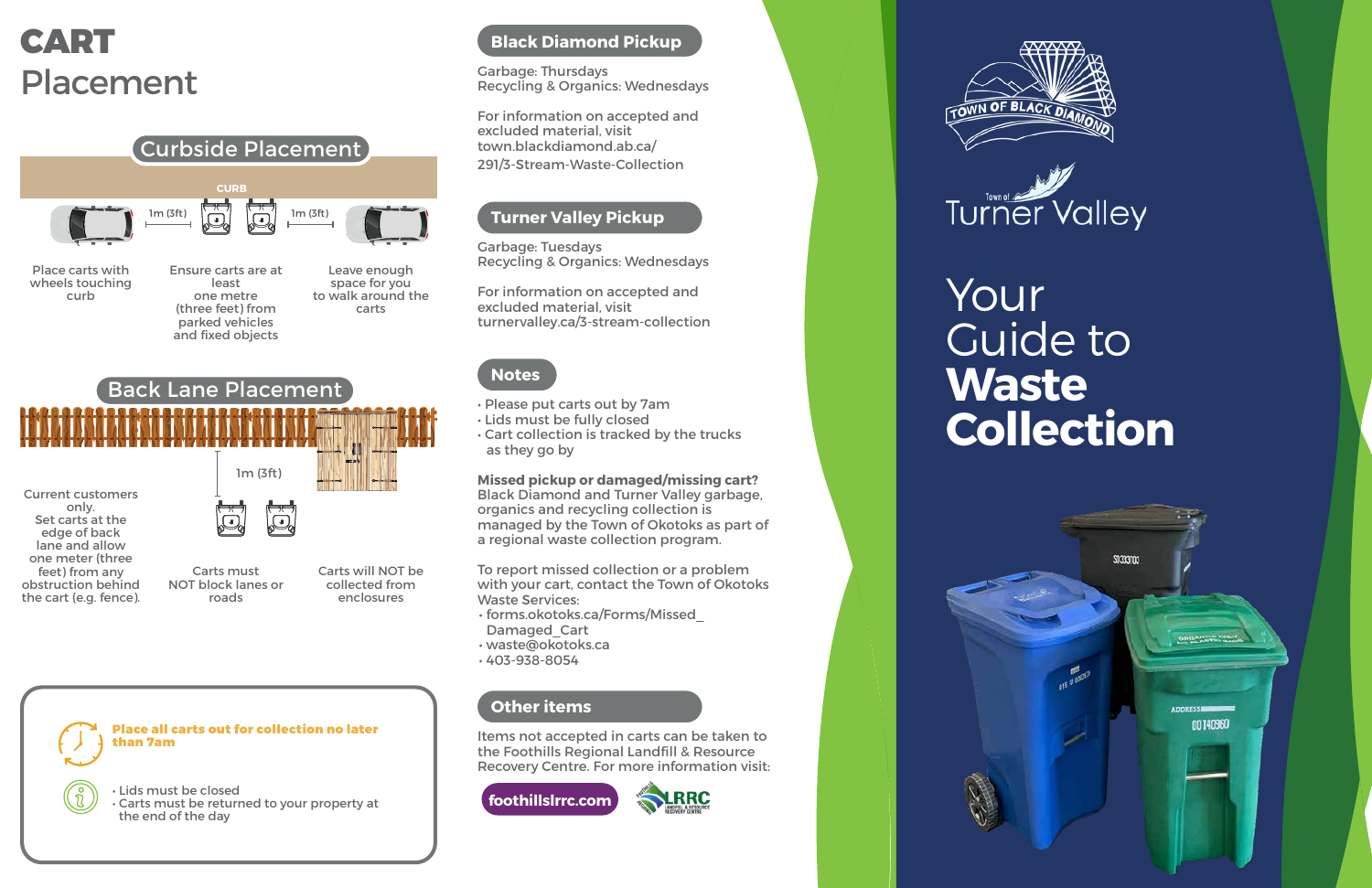# CART Placement

## Curbside Placement

CURB

1m (3ft) 1m (3ft)

Place carts with wheels touching curb

Ensure carts are at least one metre (three feet) from parked vehicles and fixed objects

Leave enough space for you to walk around the carts

## Back Lane Placement

1m (3ft)

Current customers only. Set carts at the edge of back lane and allow one meter (three feet) from any obstruction behind the cart (e.g. fence).

Carts must NOT block lanes or roads

Carts will NOT be collected from enclosures

**Place all carts out for collection no later than 7am**

- Lids must be closed
- Carts must be returned to your property at the end of the day

## Black Diamond Pickup

Garbage: Thursdays
Recycling & Organics: Wednesdays

For information on accepted and excluded material, visit town.blackdiamond.ab.ca/291/3-Stream-Waste-Collection

## Turner Valley Pickup

Garbage: Tuesdays
Recycling & Organics: Wednesdays

For information on accepted and excluded material, visit turnervalley.ca/3-stream-collection

## Notes

- Please put carts out by 7am
- Lids must be fully closed
- Cart collection is tracked by the trucks as they go by

**Missed pickup or damaged/missing cart?**
Black Diamond and Turner Valley garbage, organics and recycling collection is managed by the Town of Okotoks as part of a regional waste collection program.

To report missed collection or a problem with your cart, contact the Town of Okotoks Waste Services:

- forms.okotoks.ca/Forms/Missed_Damaged_Cart
- waste@okotoks.ca
- 403-938-8054

## Other items

Items not accepted in carts can be taken to the Foothills Regional Landfill & Resource Recovery Centre. For more information visit:

foothillslrrc.com

LRRC Landfill & Resource Recovery Centre

TOWN OF BLACK DIAMOND

Town of Turner Valley

# Your Guide to **Waste Collection**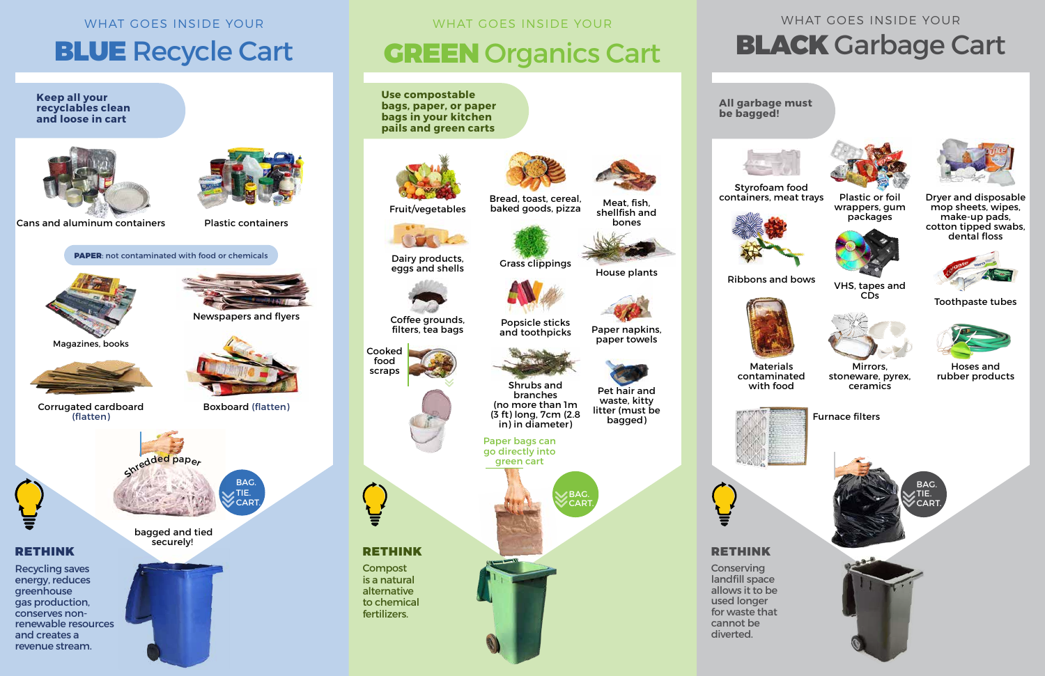## WHAT GOES INSIDE YOUR
# BLUE Recycle Cart

**Keep all your recyclables clean and loose in cart**

- Cans and aluminum containers
- Plastic containers

**PAPER**: not contaminated with food or chemicals

- Magazines, books
- Newspapers and flyers
- Corrugated cardboard (flatten)
- Boxboard (flatten)

Shredded paper bagged and tied securely!

BAG. TIE. CART.

### RETHINK

Recycling saves energy, reduces greenhouse gas production, conserves non-renewable resources and creates a revenue stream.

## WHAT GOES INSIDE YOUR
# GREEN Organics Cart

**Use compostable bags, paper, or paper bags in your kitchen pails and green carts**

- Fruit/vegetables
- Bread, toast, cereal, baked goods, pizza
- Meat, fish, shellfish and bones
- Dairy products, eggs and shells
- Grass clippings
- House plants
- Coffee grounds, filters, tea bags
- Popsicle sticks and toothpicks
- Paper napkins, paper towels
- Cooked food scraps
- Shrubs and branches (no more than 1m (3 ft) long, 7cm (2.8 in) in diameter)
- Pet hair and waste, kitty litter (must be bagged)

Paper bags can go directly into green cart

BAG. CART.

### RETHINK

Compost is a natural alternative to chemical fertilizers.

## WHAT GOES INSIDE YOUR
# BLACK Garbage Cart

**All garbage must be bagged!**

- Styrofoam food containers, meat trays
- Plastic or foil wrappers, gum packages
- Dryer and disposable mop sheets, wipes, make-up pads, cotton tipped swabs, dental floss
- Ribbons and bows
- VHS, tapes and CDs
- Toothpaste tubes
- Materials contaminated with food
- Mirrors, stoneware, pyrex, ceramics
- Hoses and rubber products
- Furnace filters

BAG. TIE. CART.

### RETHINK

Conserving landfill space allows it to be used longer for waste that cannot be diverted.